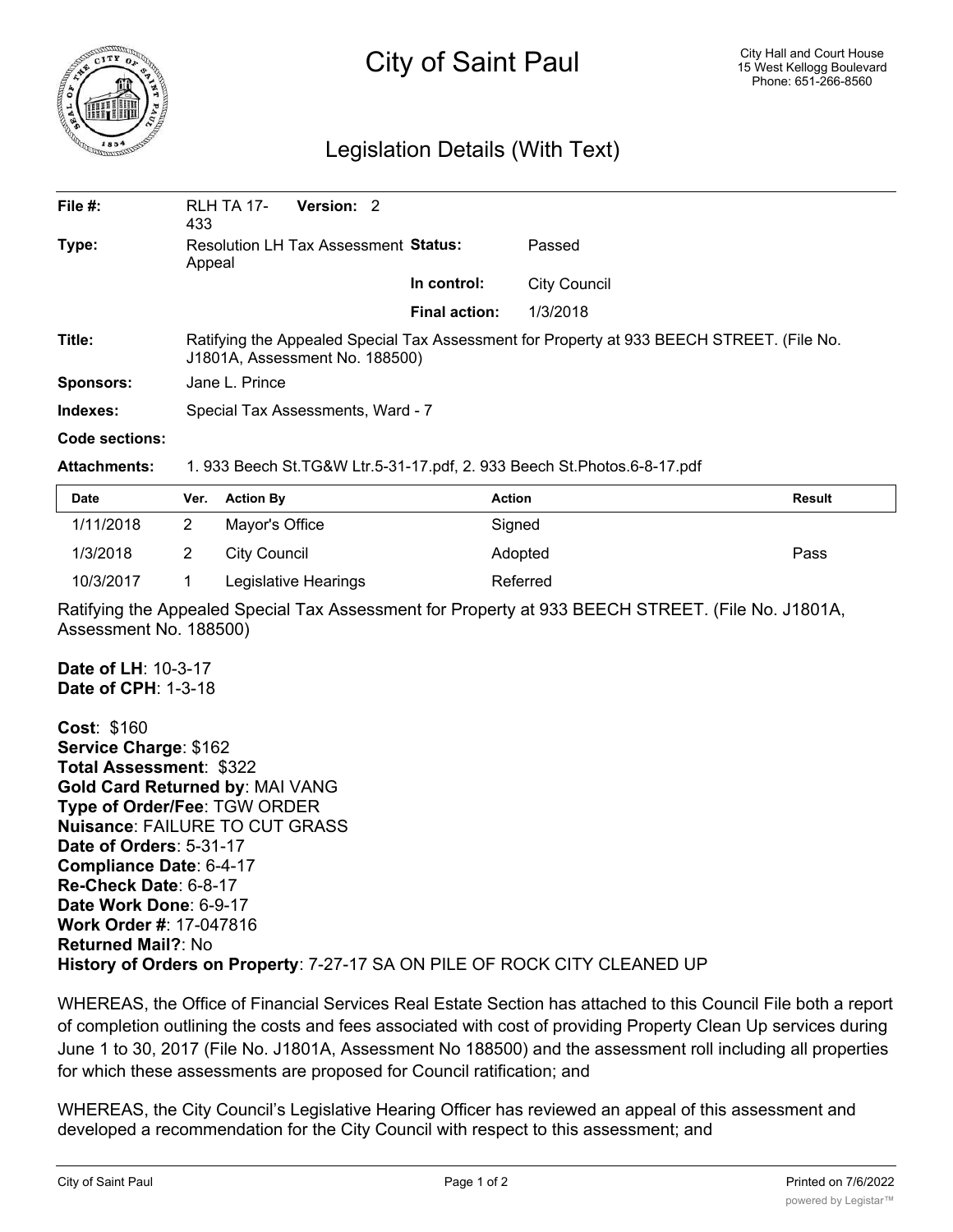# City of Saint Paul

City Hall and Court House
15 West Kellogg Boulevard
Phone: 651-266-8560

## Legislation Details (With Text)

| | | | |
|---|---|---|---|
| **File #:** | RLH TA 17-433 **Version:** 2 | | |
| **Type:** | Resolution LH Tax Assessment Appeal | **Status:** | Passed |
| | | **In control:** | City Council |
| | | **Final action:** | 1/3/2018 |
| **Title:** | Ratifying the Appealed Special Tax Assessment for Property at 933 BEECH STREET. (File No. J1801A, Assessment No. 188500) | | |
| **Sponsors:** | Jane L. Prince | | |
| **Indexes:** | Special Tax Assessments, Ward - 7 | | |
| **Code sections:** | | | |
| **Attachments:** | 1. 933 Beech St.TG&W Ltr.5-31-17.pdf, 2. 933 Beech St.Photos.6-8-17.pdf | | |

| Date | Ver. | Action By | Action | Result |
|---|---|---|---|---|
| 1/11/2018 | 2 | Mayor's Office | Signed | |
| 1/3/2018 | 2 | City Council | Adopted | Pass |
| 10/3/2017 | 1 | Legislative Hearings | Referred | |

Ratifying the Appealed Special Tax Assessment for Property at 933 BEECH STREET. (File No. J1801A, Assessment No. 188500)

**Date of LH**: 10-3-17
**Date of CPH**: 1-3-18

**Cost**: $160
**Service Charge**: $162
**Total Assessment**: $322
**Gold Card Returned by**: MAI VANG
**Type of Order/Fee**: TGW ORDER
**Nuisance**: FAILURE TO CUT GRASS
**Date of Orders**: 5-31-17
**Compliance Date**: 6-4-17
**Re-Check Date**: 6-8-17
**Date Work Done**: 6-9-17
**Work Order #**: 17-047816
**Returned Mail?**: No
**History of Orders on Property**: 7-27-17 SA ON PILE OF ROCK CITY CLEANED UP

WHEREAS, the Office of Financial Services Real Estate Section has attached to this Council File both a report of completion outlining the costs and fees associated with cost of providing Property Clean Up services during June 1 to 30, 2017 (File No. J1801A, Assessment No 188500) and the assessment roll including all properties for which these assessments are proposed for Council ratification; and

WHEREAS, the City Council's Legislative Hearing Officer has reviewed an appeal of this assessment and developed a recommendation for the City Council with respect to this assessment; and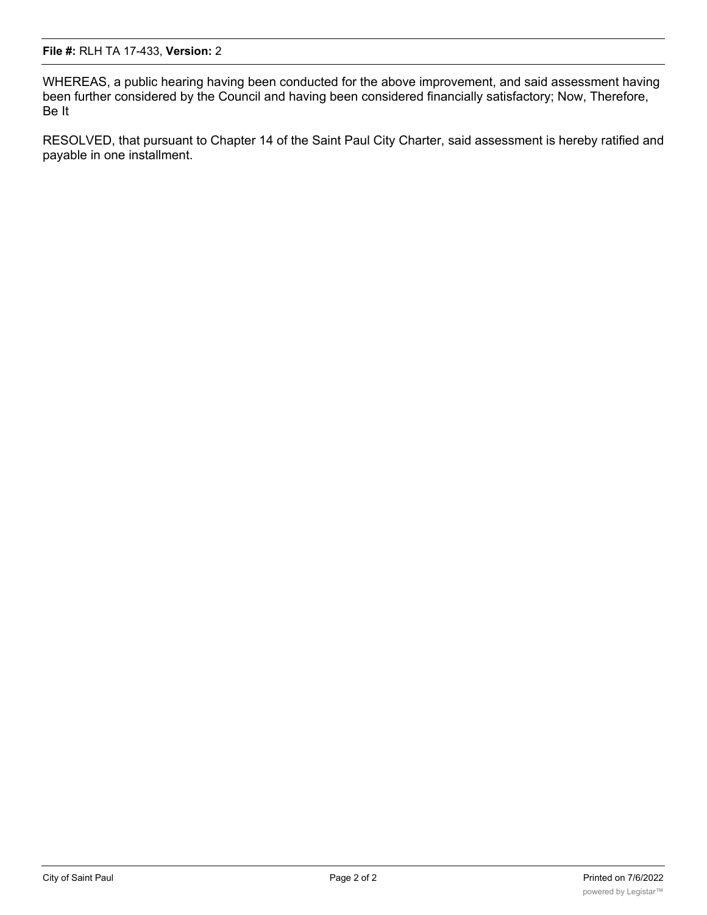WHEREAS, a public hearing having been conducted for the above improvement, and said assessment having been further considered by the Council and having been considered financially satisfactory; Now, Therefore, Be It

RESOLVED, that pursuant to Chapter 14 of the Saint Paul City Charter, said assessment is hereby ratified and payable in one installment.